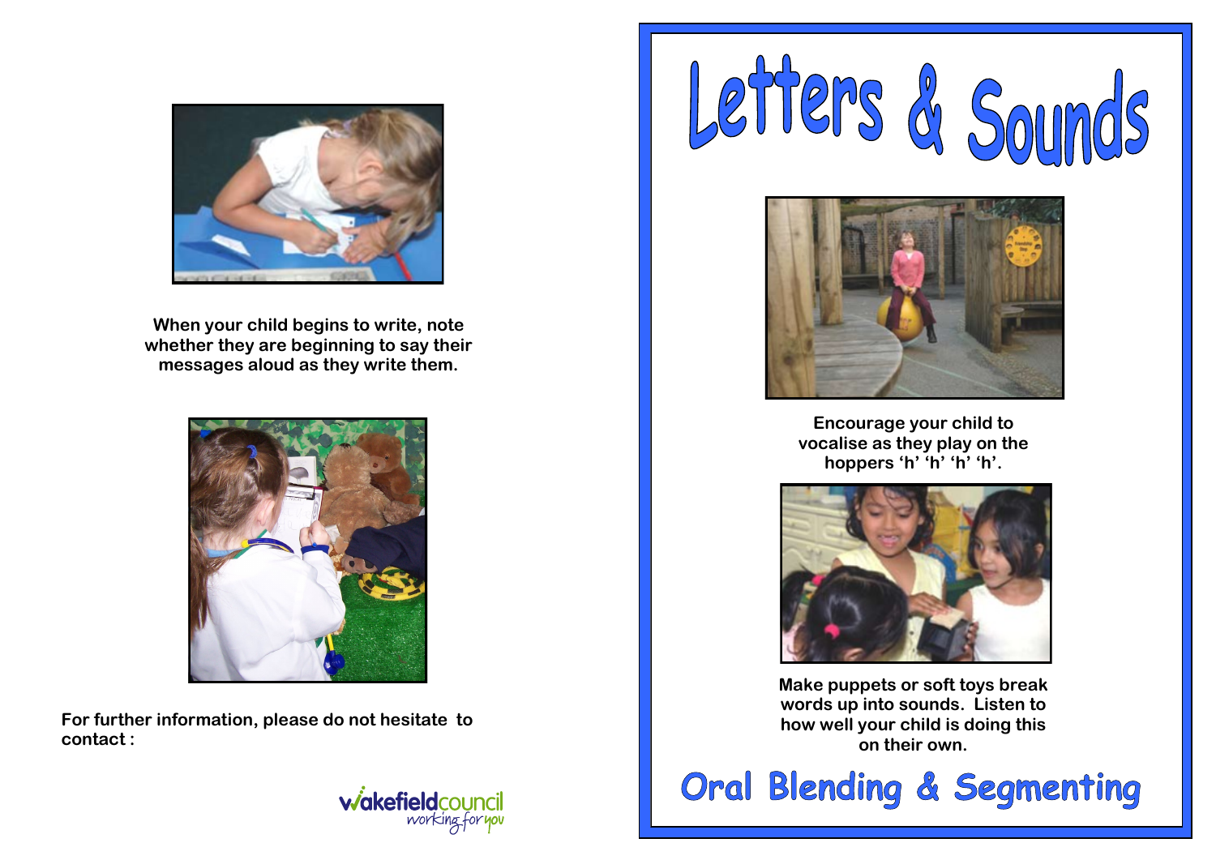When your child begins to write, note whether they are beginning to say their messages aloud as they write them.

For further information, please do not hesitate to contact :

wakefieldcouncil
working for you

# Letters & Sounds

Encourage your child to vocalise as they play on the hoppers 'h' 'h' 'h' 'h'.

Make puppets or soft toys break words up into sounds. Listen to how well your child is doing this on their own.

## Oral Blending & Segmenting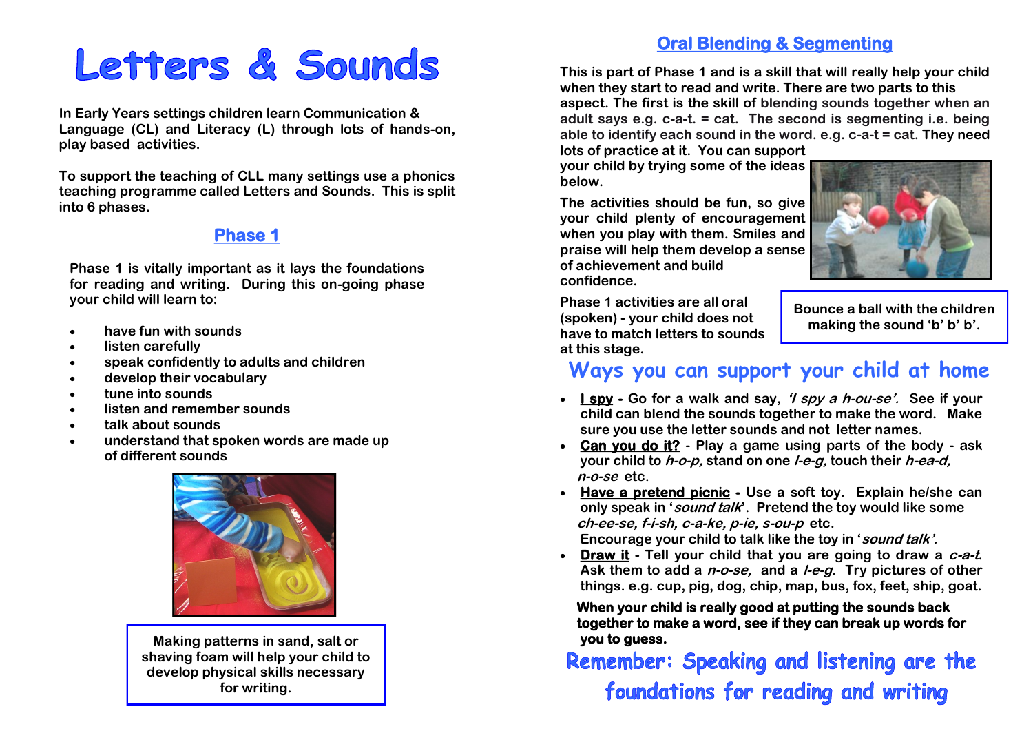# Letters & Sounds

In Early Years settings children learn Communication & Language (CL) and Literacy (L) through lots of hands-on, play based activities.

To support the teaching of CLL many settings use a phonics teaching programme called Letters and Sounds. This is split into 6 phases.

## Phase 1

Phase 1 is vitally important as it lays the foundations for reading and writing. During this on-going phase your child will learn to:

- have fun with sounds
- listen carefully
- speak confidently to adults and children
- develop their vocabulary
- tune into sounds
- listen and remember sounds
- talk about sounds
- understand that spoken words are made up of different sounds

Making patterns in sand, salt or shaving foam will help your child to develop physical skills necessary for writing.

## Oral Blending & Segmenting

This is part of Phase 1 and is a skill that will really help your child when they start to read and write. There are two parts to this aspect. The first is the skill of blending sounds together when an adult says e.g. c-a-t. = cat. The second is segmenting i.e. being able to identify each sound in the word. e.g. c-a-t = cat. They need lots of practice at it. You can support your child by trying some of the ideas below.

The activities should be fun, so give your child plenty of encouragement when you play with them. Smiles and praise will help them develop a sense of achievement and build confidence.

Phase 1 activities are all oral (spoken) - your child does not have to match letters to sounds at this stage.

Bounce a ball with the children making the sound 'b' b' b'.

## Ways you can support your child at home

- **I spy** - Go for a walk and say, *'I spy a h-ou-se'.* See if your child can blend the sounds together to make the word. Make sure you use the letter sounds and not letter names.
- **Can you do it?** - Play a game using parts of the body - ask your child to *h-o-p,* stand on one *l-e-g,* touch their *h-ea-d, n-o-se* etc.
- **Have a pretend picnic** - Use a soft toy. Explain he/she can only speak in '*sound talk*'. Pretend the toy would like some *ch-ee-se, f-i-sh, c-a-ke, p-ie, s-ou-p* etc. Encourage your child to talk like the toy in '*sound talk'.*
- **Draw it** - Tell your child that you are going to draw a *c-a-t.* Ask them to add a *n-o-se,* and a *l-e-g.* Try pictures of other things. e.g. cup, pig, dog, chip, map, bus, fox, feet, ship, goat.

**When your child is really good at putting the sounds back together to make a word, see if they can break up words for you to guess.**

**Remember: Speaking and listening are the foundations for reading and writing**